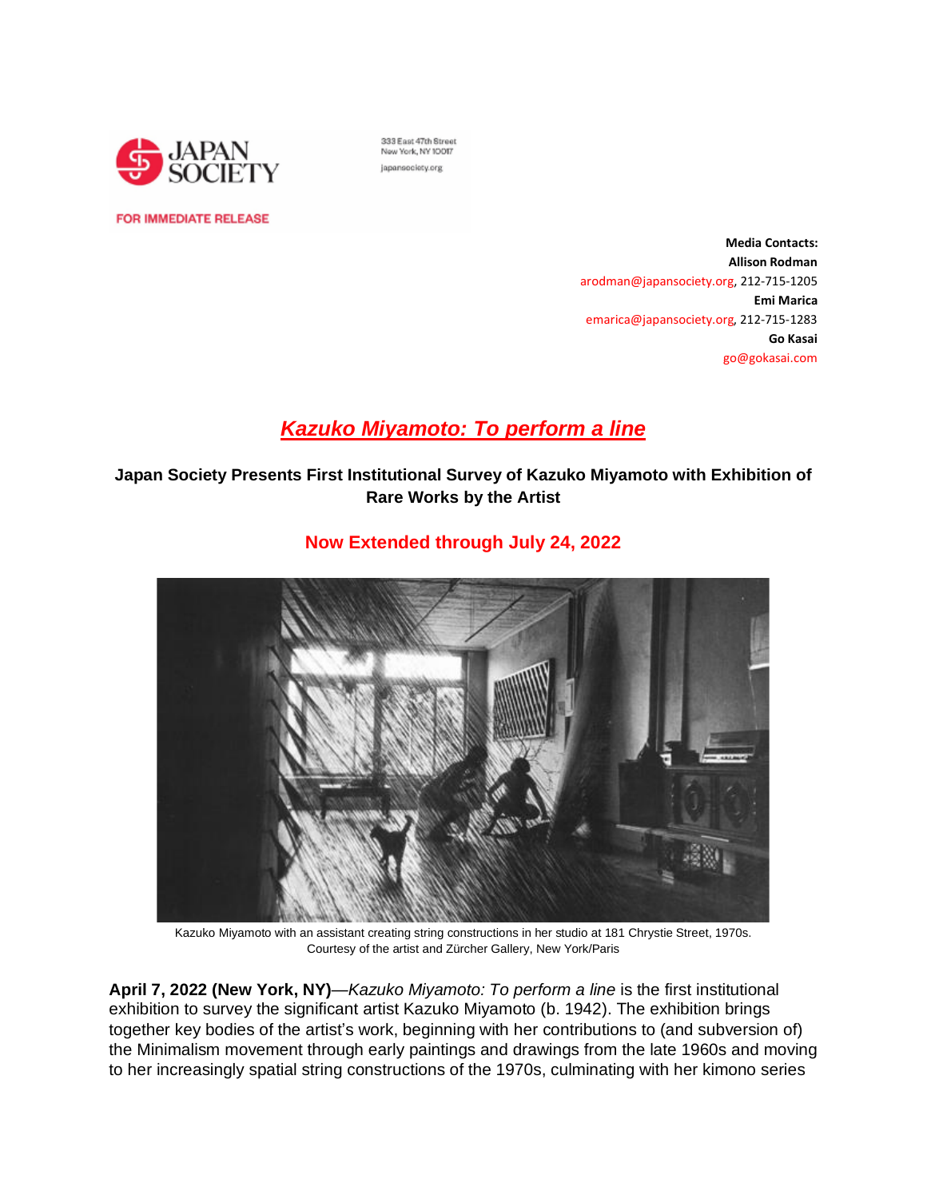JAPAN SOCIETY

333 East 47th Street
New York, NY 10017
japansociety.org

FOR IMMEDIATE RELEASE

**Media Contacts:**
**Allison Rodman**
arodman@japansociety.org, 212-715-1205
**Emi Marica**
emarica@japansociety.org, 212-715-1283
**Go Kasai**
go@gokasai.com

# *Kazuko Miyamoto: To perform a line*

**Japan Society Presents First Institutional Survey of Kazuko Miyamoto with Exhibition of Rare Works by the Artist**

**Now Extended through July 24, 2022**

Kazuko Miyamoto with an assistant creating string constructions in her studio at 181 Chrystie Street, 1970s. Courtesy of the artist and Zürcher Gallery, New York/Paris

**April 7, 2022 (New York, NY)**—*Kazuko Miyamoto: To perform a line* is the first institutional exhibition to survey the significant artist Kazuko Miyamoto (b. 1942). The exhibition brings together key bodies of the artist's work, beginning with her contributions to (and subversion of) the Minimalism movement through early paintings and drawings from the late 1960s and moving to her increasingly spatial string constructions of the 1970s, culminating with her kimono series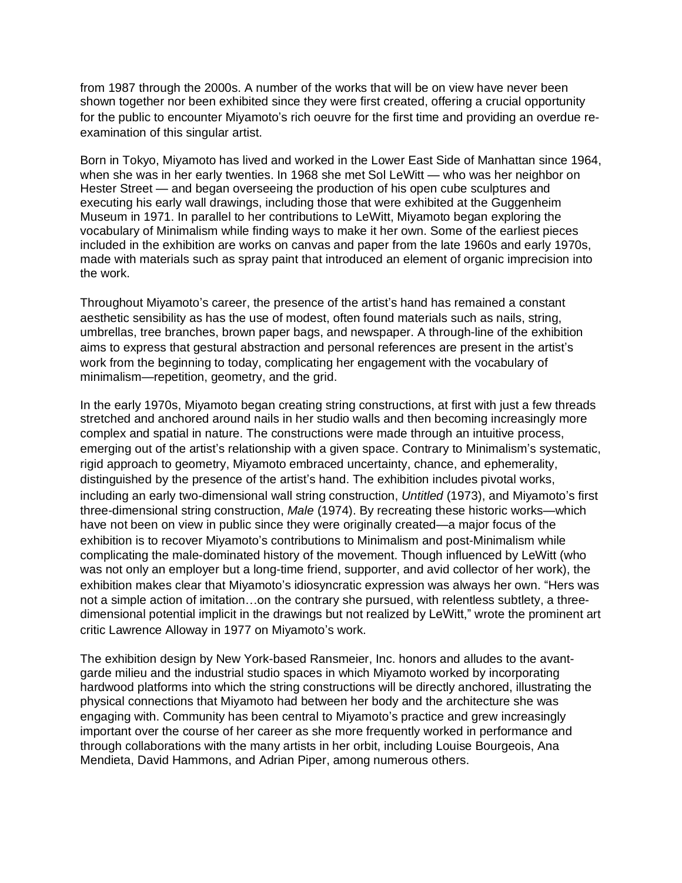from 1987 through the 2000s. A number of the works that will be on view have never been shown together nor been exhibited since they were first created, offering a crucial opportunity for the public to encounter Miyamoto's rich oeuvre for the first time and providing an overdue re-examination of this singular artist.

Born in Tokyo, Miyamoto has lived and worked in the Lower East Side of Manhattan since 1964, when she was in her early twenties. In 1968 she met Sol LeWitt — who was her neighbor on Hester Street — and began overseeing the production of his open cube sculptures and executing his early wall drawings, including those that were exhibited at the Guggenheim Museum in 1971. In parallel to her contributions to LeWitt, Miyamoto began exploring the vocabulary of Minimalism while finding ways to make it her own. Some of the earliest pieces included in the exhibition are works on canvas and paper from the late 1960s and early 1970s, made with materials such as spray paint that introduced an element of organic imprecision into the work.

Throughout Miyamoto's career, the presence of the artist's hand has remained a constant aesthetic sensibility as has the use of modest, often found materials such as nails, string, umbrellas, tree branches, brown paper bags, and newspaper. A through-line of the exhibition aims to express that gestural abstraction and personal references are present in the artist's work from the beginning to today, complicating her engagement with the vocabulary of minimalism—repetition, geometry, and the grid.

In the early 1970s, Miyamoto began creating string constructions, at first with just a few threads stretched and anchored around nails in her studio walls and then becoming increasingly more complex and spatial in nature. The constructions were made through an intuitive process, emerging out of the artist's relationship with a given space. Contrary to Minimalism's systematic, rigid approach to geometry, Miyamoto embraced uncertainty, chance, and ephemerality, distinguished by the presence of the artist's hand. The exhibition includes pivotal works, including an early two-dimensional wall string construction, *Untitled* (1973), and Miyamoto's first three-dimensional string construction, *Male* (1974). By recreating these historic works—which have not been on view in public since they were originally created—a major focus of the exhibition is to recover Miyamoto's contributions to Minimalism and post-Minimalism while complicating the male-dominated history of the movement. Though influenced by LeWitt (who was not only an employer but a long-time friend, supporter, and avid collector of her work), the exhibition makes clear that Miyamoto's idiosyncratic expression was always her own. "Hers was not a simple action of imitation…on the contrary she pursued, with relentless subtlety, a three-dimensional potential implicit in the drawings but not realized by LeWitt," wrote the prominent art critic Lawrence Alloway in 1977 on Miyamoto's work.

The exhibition design by New York-based Ransmeier, Inc. honors and alludes to the avant-garde milieu and the industrial studio spaces in which Miyamoto worked by incorporating hardwood platforms into which the string constructions will be directly anchored, illustrating the physical connections that Miyamoto had between her body and the architecture she was engaging with. Community has been central to Miyamoto's practice and grew increasingly important over the course of her career as she more frequently worked in performance and through collaborations with the many artists in her orbit, including Louise Bourgeois, Ana Mendieta, David Hammons, and Adrian Piper, among numerous others.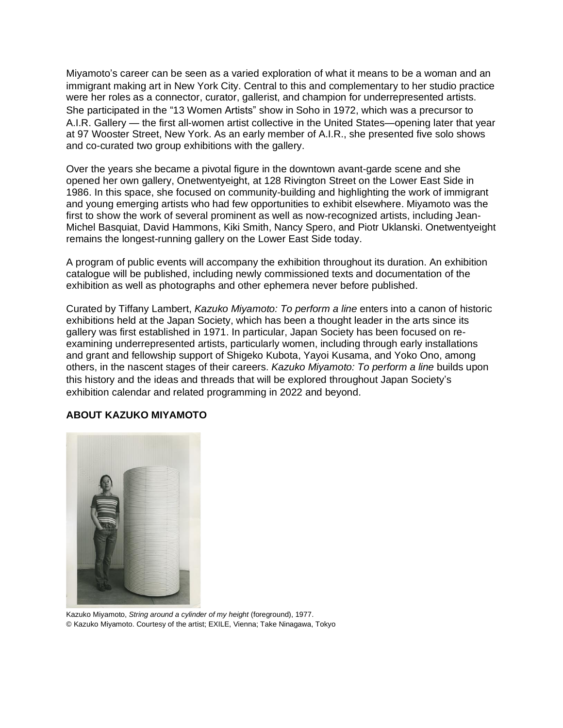Miyamoto's career can be seen as a varied exploration of what it means to be a woman and an immigrant making art in New York City. Central to this and complementary to her studio practice were her roles as a connector, curator, gallerist, and champion for underrepresented artists. She participated in the "13 Women Artists" show in Soho in 1972, which was a precursor to A.I.R. Gallery — the first all-women artist collective in the United States—opening later that year at 97 Wooster Street, New York. As an early member of A.I.R., she presented five solo shows and co-curated two group exhibitions with the gallery.

Over the years she became a pivotal figure in the downtown avant-garde scene and she opened her own gallery, Onetwentyeight, at 128 Rivington Street on the Lower East Side in 1986. In this space, she focused on community-building and highlighting the work of immigrant and young emerging artists who had few opportunities to exhibit elsewhere. Miyamoto was the first to show the work of several prominent as well as now-recognized artists, including Jean-Michel Basquiat, David Hammons, Kiki Smith, Nancy Spero, and Piotr Uklanski. Onetwentyeight remains the longest-running gallery on the Lower East Side today.

A program of public events will accompany the exhibition throughout its duration. An exhibition catalogue will be published, including newly commissioned texts and documentation of the exhibition as well as photographs and other ephemera never before published.

Curated by Tiffany Lambert, *Kazuko Miyamoto: To perform a line* enters into a canon of historic exhibitions held at the Japan Society, which has been a thought leader in the arts since its gallery was first established in 1971. In particular, Japan Society has been focused on re-examining underrepresented artists, particularly women, including through early installations and grant and fellowship support of Shigeko Kubota, Yayoi Kusama, and Yoko Ono, among others, in the nascent stages of their careers. *Kazuko Miyamoto: To perform a line* builds upon this history and the ideas and threads that will be explored throughout Japan Society's exhibition calendar and related programming in 2022 and beyond.

**ABOUT KAZUKO MIYAMOTO**

Kazuko Miyamoto, *String around a cylinder of my height* (foreground), 1977.
© Kazuko Miyamoto. Courtesy of the artist; EXILE, Vienna; Take Ninagawa, Tokyo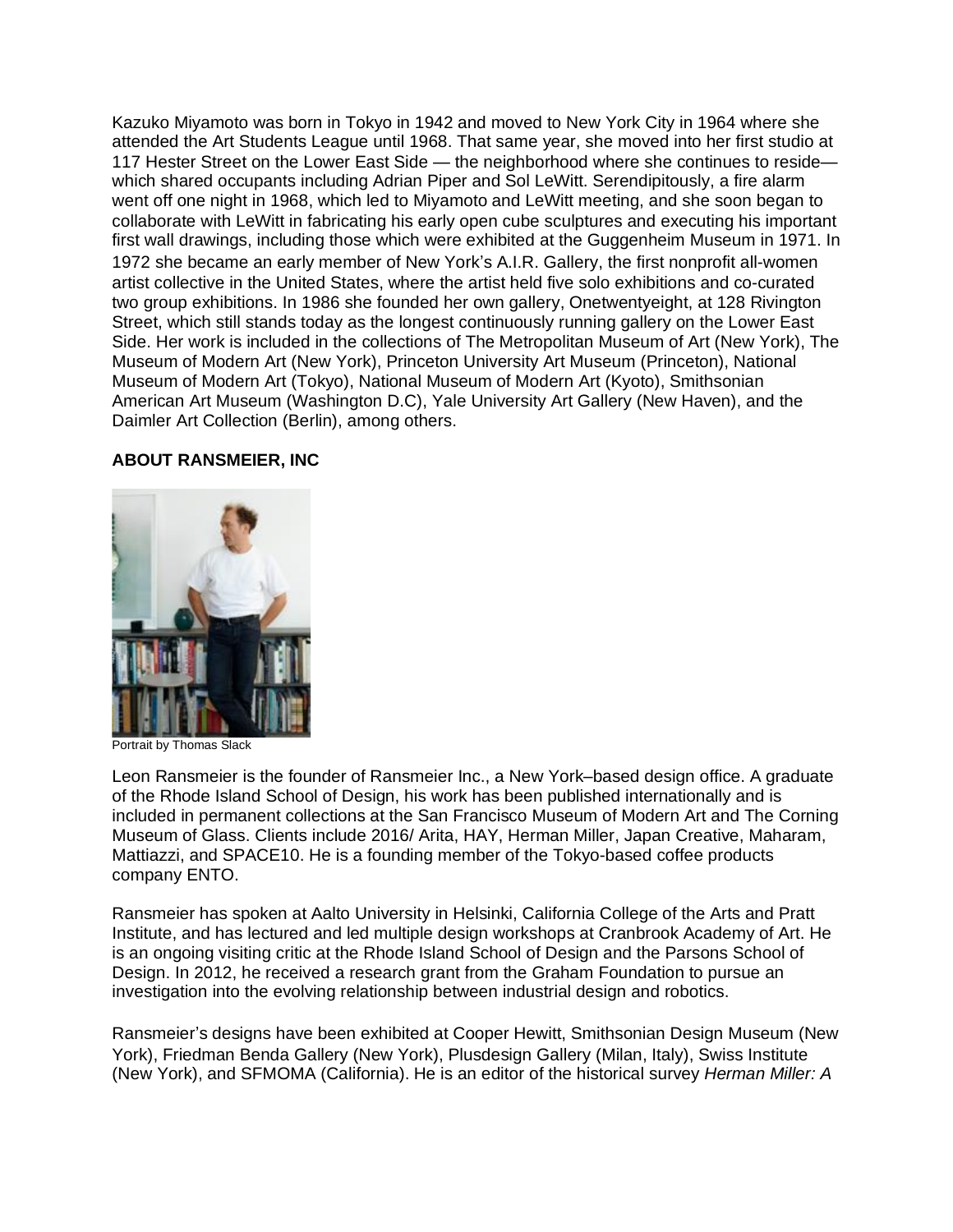Kazuko Miyamoto was born in Tokyo in 1942 and moved to New York City in 1964 where she attended the Art Students League until 1968. That same year, she moved into her first studio at 117 Hester Street on the Lower East Side — the neighborhood where she continues to reside— which shared occupants including Adrian Piper and Sol LeWitt. Serendipitously, a fire alarm went off one night in 1968, which led to Miyamoto and LeWitt meeting, and she soon began to collaborate with LeWitt in fabricating his early open cube sculptures and executing his important first wall drawings, including those which were exhibited at the Guggenheim Museum in 1971. In 1972 she became an early member of New York's A.I.R. Gallery, the first nonprofit all-women artist collective in the United States, where the artist held five solo exhibitions and co-curated two group exhibitions. In 1986 she founded her own gallery, Onetwentyeight, at 128 Rivington Street, which still stands today as the longest continuously running gallery on the Lower East Side. Her work is included in the collections of The Metropolitan Museum of Art (New York), The Museum of Modern Art (New York), Princeton University Art Museum (Princeton), National Museum of Modern Art (Tokyo), National Museum of Modern Art (Kyoto), Smithsonian American Art Museum (Washington D.C), Yale University Art Gallery (New Haven), and the Daimler Art Collection (Berlin), among others.

**ABOUT RANSMEIER, INC**

Portrait by Thomas Slack

Leon Ransmeier is the founder of Ransmeier Inc., a New York–based design office. A graduate of the Rhode Island School of Design, his work has been published internationally and is included in permanent collections at the San Francisco Museum of Modern Art and The Corning Museum of Glass. Clients include 2016/ Arita, HAY, Herman Miller, Japan Creative, Maharam, Mattiazzi, and SPACE10. He is a founding member of the Tokyo-based coffee products company ENTO.

Ransmeier has spoken at Aalto University in Helsinki, California College of the Arts and Pratt Institute, and has lectured and led multiple design workshops at Cranbrook Academy of Art. He is an ongoing visiting critic at the Rhode Island School of Design and the Parsons School of Design. In 2012, he received a research grant from the Graham Foundation to pursue an investigation into the evolving relationship between industrial design and robotics.

Ransmeier's designs have been exhibited at Cooper Hewitt, Smithsonian Design Museum (New York), Friedman Benda Gallery (New York), Plusdesign Gallery (Milan, Italy), Swiss Institute (New York), and SFMOMA (California). He is an editor of the historical survey *Herman Miller: A*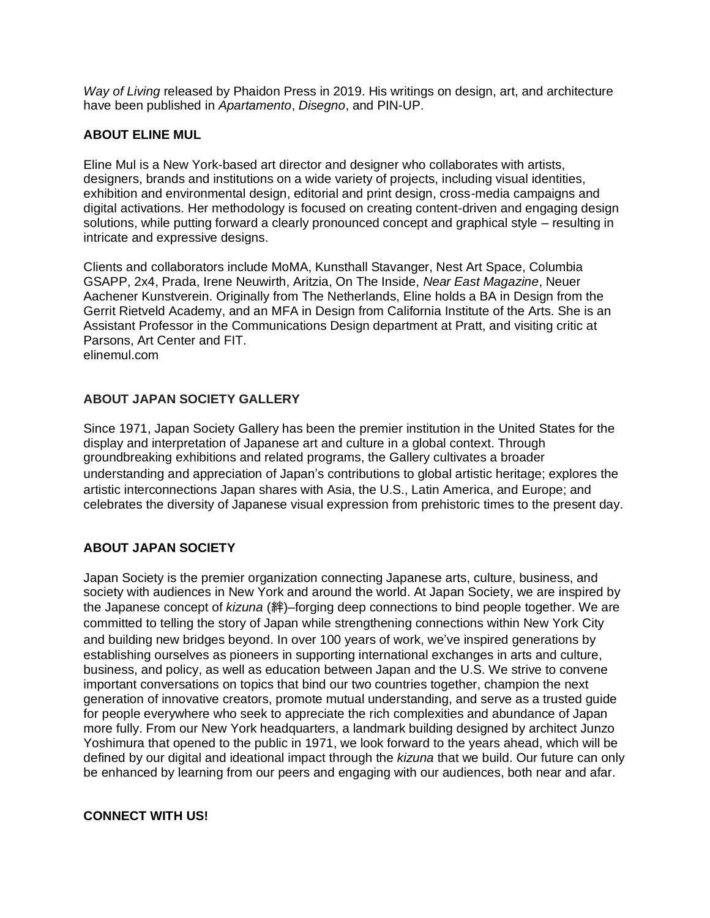*Way of Living* released by Phaidon Press in 2019. His writings on design, art, and architecture have been published in *Apartamento*, *Disegno*, and PIN-UP.

**ABOUT ELINE MUL**

Eline Mul is a New York-based art director and designer who collaborates with artists, designers, brands and institutions on a wide variety of projects, including visual identities, exhibition and environmental design, editorial and print design, cross-media campaigns and digital activations. Her methodology is focused on creating content-driven and engaging design solutions, while putting forward a clearly pronounced concept and graphical style – resulting in intricate and expressive designs.

Clients and collaborators include MoMA, Kunsthall Stavanger, Nest Art Space, Columbia GSAPP, 2x4, Prada, Irene Neuwirth, Aritzia, On The Inside, *Near East Magazine*, Neuer Aachener Kunstverein. Originally from The Netherlands, Eline holds a BA in Design from the Gerrit Rietveld Academy, and an MFA in Design from California Institute of the Arts. She is an Assistant Professor in the Communications Design department at Pratt, and visiting critic at Parsons, Art Center and FIT.
elinemul.com

**ABOUT JAPAN SOCIETY GALLERY**

Since 1971, Japan Society Gallery has been the premier institution in the United States for the display and interpretation of Japanese art and culture in a global context. Through groundbreaking exhibitions and related programs, the Gallery cultivates a broader understanding and appreciation of Japan's contributions to global artistic heritage; explores the artistic interconnections Japan shares with Asia, the U.S., Latin America, and Europe; and celebrates the diversity of Japanese visual expression from prehistoric times to the present day.

**ABOUT JAPAN SOCIETY**

Japan Society is the premier organization connecting Japanese arts, culture, business, and society with audiences in New York and around the world. At Japan Society, we are inspired by the Japanese concept of *kizuna* (絆)–forging deep connections to bind people together. We are committed to telling the story of Japan while strengthening connections within New York City and building new bridges beyond. In over 100 years of work, we've inspired generations by establishing ourselves as pioneers in supporting international exchanges in arts and culture, business, and policy, as well as education between Japan and the U.S. We strive to convene important conversations on topics that bind our two countries together, champion the next generation of innovative creators, promote mutual understanding, and serve as a trusted guide for people everywhere who seek to appreciate the rich complexities and abundance of Japan more fully. From our New York headquarters, a landmark building designed by architect Junzo Yoshimura that opened to the public in 1971, we look forward to the years ahead, which will be defined by our digital and ideational impact through the *kizuna* that we build. Our future can only be enhanced by learning from our peers and engaging with our audiences, both near and afar.

**CONNECT WITH US!**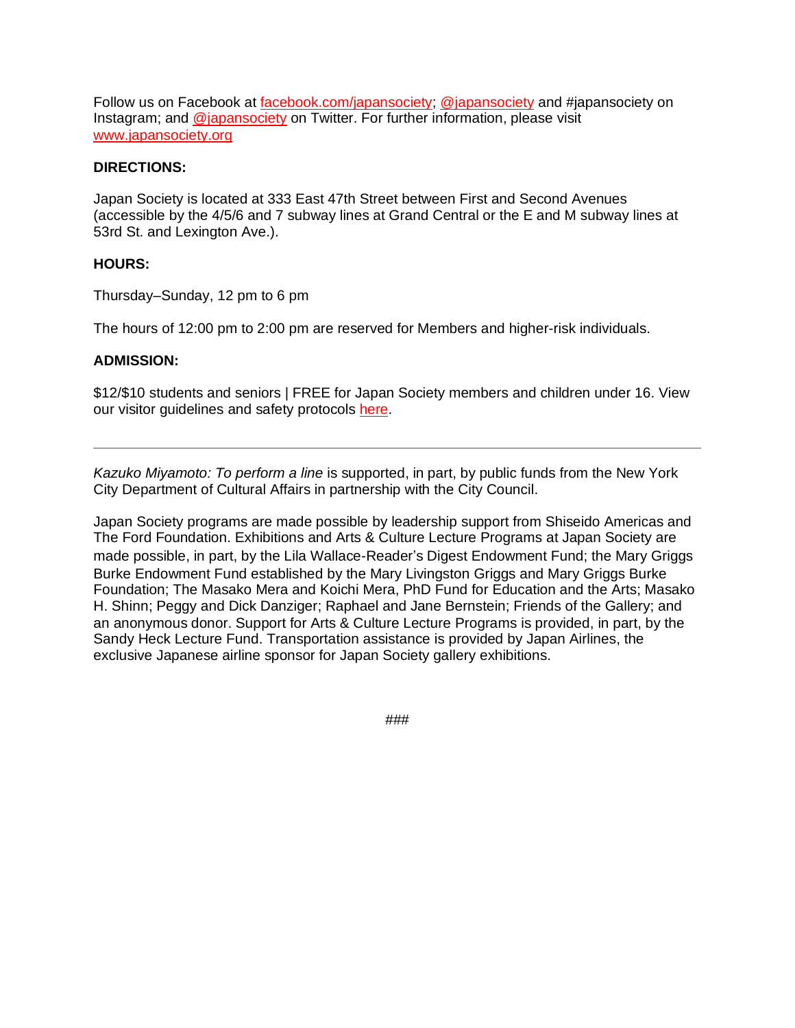Follow us on Facebook at facebook.com/japansociety; @japansociety and #japansociety on Instagram; and @japansociety on Twitter. For further information, please visit www.japansociety.org

**DIRECTIONS:**

Japan Society is located at 333 East 47th Street between First and Second Avenues (accessible by the 4/5/6 and 7 subway lines at Grand Central or the E and M subway lines at 53rd St. and Lexington Ave.).

**HOURS:**

Thursday–Sunday, 12 pm to 6 pm

The hours of 12:00 pm to 2:00 pm are reserved for Members and higher-risk individuals.

**ADMISSION:**

$12/$10 students and seniors | FREE for Japan Society members and children under 16. View our visitor guidelines and safety protocols here.

---

*Kazuko Miyamoto: To perform a line* is supported, in part, by public funds from the New York City Department of Cultural Affairs in partnership with the City Council.

Japan Society programs are made possible by leadership support from Shiseido Americas and The Ford Foundation. Exhibitions and Arts & Culture Lecture Programs at Japan Society are made possible, in part, by the Lila Wallace-Reader's Digest Endowment Fund; the Mary Griggs Burke Endowment Fund established by the Mary Livingston Griggs and Mary Griggs Burke Foundation; The Masako Mera and Koichi Mera, PhD Fund for Education and the Arts; Masako H. Shinn; Peggy and Dick Danziger; Raphael and Jane Bernstein; Friends of the Gallery; and an anonymous donor. Support for Arts & Culture Lecture Programs is provided, in part, by the Sandy Heck Lecture Fund. Transportation assistance is provided by Japan Airlines, the exclusive Japanese airline sponsor for Japan Society gallery exhibitions.

###